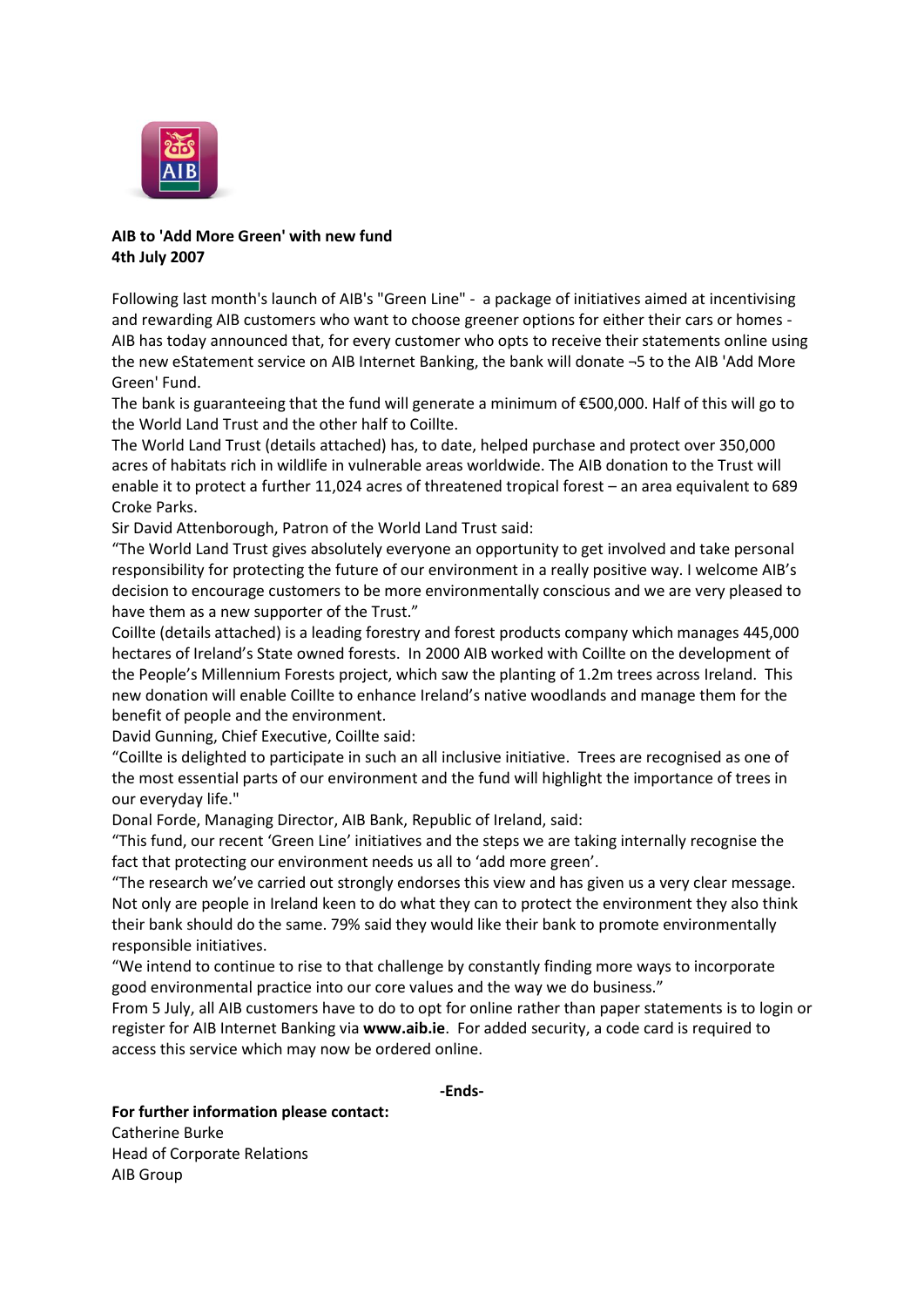**AIB to 'Add More Green' with new fund**
**4th July 2007**

Following last month's launch of AIB's "Green Line" - a package of initiatives aimed at incentivising and rewarding AIB customers who want to choose greener options for either their cars or homes - AIB has today announced that, for every customer who opts to receive their statements online using the new eStatement service on AIB Internet Banking, the bank will donate ¬5 to the AIB 'Add More Green' Fund.

The bank is guaranteeing that the fund will generate a minimum of €500,000. Half of this will go to the World Land Trust and the other half to Coillte.

The World Land Trust (details attached) has, to date, helped purchase and protect over 350,000 acres of habitats rich in wildlife in vulnerable areas worldwide. The AIB donation to the Trust will enable it to protect a further 11,024 acres of threatened tropical forest – an area equivalent to 689 Croke Parks.

Sir David Attenborough, Patron of the World Land Trust said:

"The World Land Trust gives absolutely everyone an opportunity to get involved and take personal responsibility for protecting the future of our environment in a really positive way. I welcome AIB's decision to encourage customers to be more environmentally conscious and we are very pleased to have them as a new supporter of the Trust."

Coillte (details attached) is a leading forestry and forest products company which manages 445,000 hectares of Ireland's State owned forests. In 2000 AIB worked with Coillte on the development of the People's Millennium Forests project, which saw the planting of 1.2m trees across Ireland. This new donation will enable Coillte to enhance Ireland's native woodlands and manage them for the benefit of people and the environment.

David Gunning, Chief Executive, Coillte said:

"Coillte is delighted to participate in such an all inclusive initiative. Trees are recognised as one of the most essential parts of our environment and the fund will highlight the importance of trees in our everyday life."

Donal Forde, Managing Director, AIB Bank, Republic of Ireland, said:

"This fund, our recent 'Green Line' initiatives and the steps we are taking internally recognise the fact that protecting our environment needs us all to 'add more green'.

"The research we've carried out strongly endorses this view and has given us a very clear message. Not only are people in Ireland keen to do what they can to protect the environment they also think their bank should do the same. 79% said they would like their bank to promote environmentally responsible initiatives.

"We intend to continue to rise to that challenge by constantly finding more ways to incorporate good environmental practice into our core values and the way we do business."

From 5 July, all AIB customers have to do to opt for online rather than paper statements is to login or register for AIB Internet Banking via **www.aib.ie**. For added security, a code card is required to access this service which may now be ordered online.

**-Ends-**

**For further information please contact:**
Catherine Burke
Head of Corporate Relations
AIB Group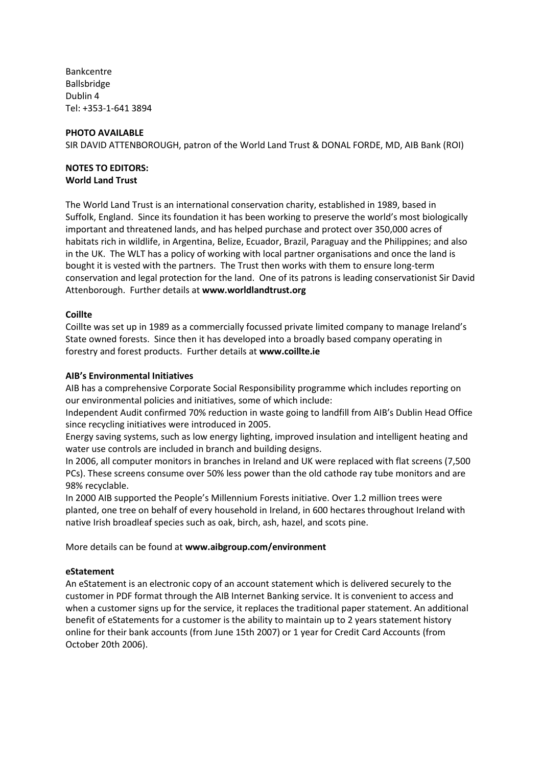Bankcentre
Ballsbridge
Dublin 4
Tel: +353-1-641 3894

**PHOTO AVAILABLE**
SIR DAVID ATTENBOROUGH, patron of the World Land Trust & DONAL FORDE, MD, AIB Bank (ROI)

**NOTES TO EDITORS:**
**World Land Trust**

The World Land Trust is an international conservation charity, established in 1989, based in Suffolk, England. Since its foundation it has been working to preserve the world's most biologically important and threatened lands, and has helped purchase and protect over 350,000 acres of habitats rich in wildlife, in Argentina, Belize, Ecuador, Brazil, Paraguay and the Philippines; and also in the UK. The WLT has a policy of working with local partner organisations and once the land is bought it is vested with the partners. The Trust then works with them to ensure long-term conservation and legal protection for the land. One of its patrons is leading conservationist Sir David Attenborough. Further details at **www.worldlandtrust.org**

**Coillte**
Coillte was set up in 1989 as a commercially focussed private limited company to manage Ireland's State owned forests. Since then it has developed into a broadly based company operating in forestry and forest products. Further details at **www.coillte.ie**

**AIB's Environmental Initiatives**
AIB has a comprehensive Corporate Social Responsibility programme which includes reporting on our environmental policies and initiatives, some of which include:
Independent Audit confirmed 70% reduction in waste going to landfill from AIB's Dublin Head Office since recycling initiatives were introduced in 2005.
Energy saving systems, such as low energy lighting, improved insulation and intelligent heating and water use controls are included in branch and building designs.
In 2006, all computer monitors in branches in Ireland and UK were replaced with flat screens (7,500 PCs). These screens consume over 50% less power than the old cathode ray tube monitors and are 98% recyclable.
In 2000 AIB supported the People's Millennium Forests initiative. Over 1.2 million trees were planted, one tree on behalf of every household in Ireland, in 600 hectares throughout Ireland with native Irish broadleaf species such as oak, birch, ash, hazel, and scots pine.

More details can be found at **www.aibgroup.com/environment**

**eStatement**
An eStatement is an electronic copy of an account statement which is delivered securely to the customer in PDF format through the AIB Internet Banking service. It is convenient to access and when a customer signs up for the service, it replaces the traditional paper statement. An additional benefit of eStatements for a customer is the ability to maintain up to 2 years statement history online for their bank accounts (from June 15th 2007) or 1 year for Credit Card Accounts (from October 20th 2006).